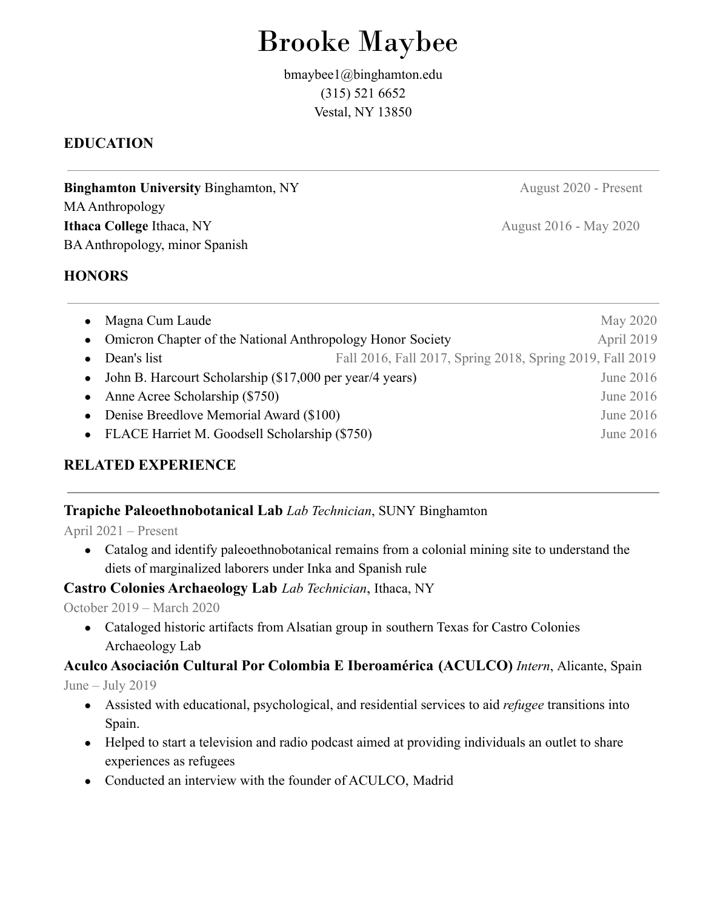# Brooke Maybee

bmaybee1@binghamton.edu
(315) 521 6652
Vestal, NY 13850

## EDUCATION

**Binghamton University** Binghamton, NY — August 2020 - Present
MA Anthropology

**Ithaca College** Ithaca, NY — August 2016 - May 2020
BA Anthropology, minor Spanish

## HONORS

- Magna Cum Laude — May 2020
- Omicron Chapter of the National Anthropology Honor Society — April 2019
- Dean's list — Fall 2016, Fall 2017, Spring 2018, Spring 2019, Fall 2019
- John B. Harcourt Scholarship ($17,000 per year/4 years) — June 2016
- Anne Acree Scholarship ($750) — June 2016
- Denise Breedlove Memorial Award ($100) — June 2016
- FLACE Harriet M. Goodsell Scholarship ($750) — June 2016

## RELATED EXPERIENCE

**Trapiche Paleoethnobotanical Lab** *Lab Technician*, SUNY Binghamton
April 2021 – Present

- Catalog and identify paleoethnobotanical remains from a colonial mining site to understand the diets of marginalized laborers under Inka and Spanish rule

**Castro Colonies Archaeology Lab** *Lab Technician*, Ithaca, NY
October 2019 – March 2020

- Cataloged historic artifacts from Alsatian group in southern Texas for Castro Colonies Archaeology Lab

**Aculco Asociación Cultural Por Colombia E Iberoamérica (ACULCO)** *Intern*, Alicante, Spain
June – July 2019

- Assisted with educational, psychological, and residential services to aid *refugee* transitions into Spain.
- Helped to start a television and radio podcast aimed at providing individuals an outlet to share experiences as refugees
- Conducted an interview with the founder of ACULCO, Madrid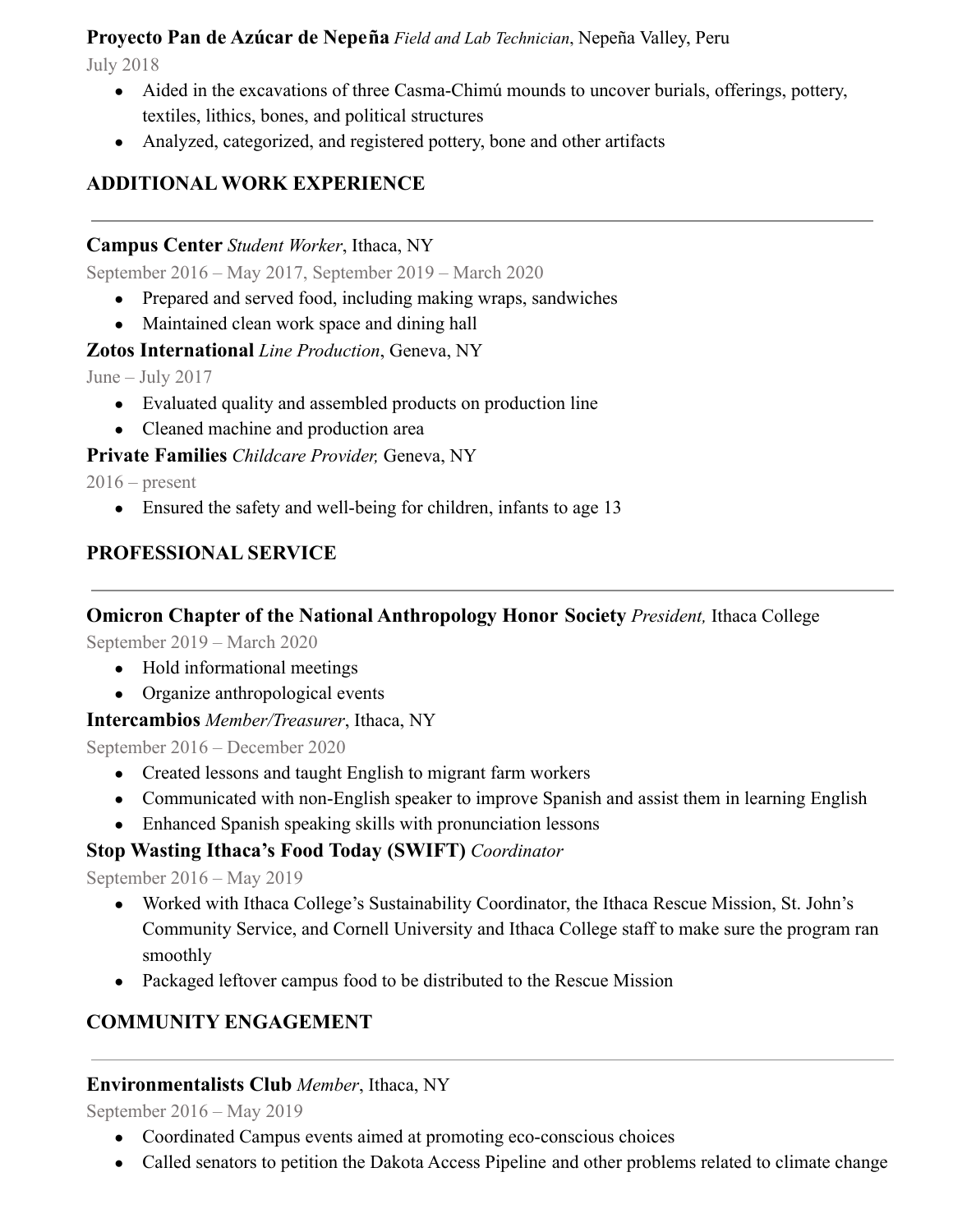**Proyecto Pan de Azúcar de Nepeña** *Field and Lab Technician*, Nepeña Valley, Peru

July 2018

- Aided in the excavations of three Casma-Chimú mounds to uncover burials, offerings, pottery, textiles, lithics, bones, and political structures
- Analyzed, categorized, and registered pottery, bone and other artifacts

## ADDITIONAL WORK EXPERIENCE

---

**Campus Center** *Student Worker*, Ithaca, NY

September 2016 – May 2017, September 2019 – March 2020

- Prepared and served food, including making wraps, sandwiches
- Maintained clean work space and dining hall

**Zotos International** *Line Production*, Geneva, NY

June – July 2017

- Evaluated quality and assembled products on production line
- Cleaned machine and production area

**Private Families** *Childcare Provider,* Geneva, NY

2016 – present

- Ensured the safety and well-being for children, infants to age 13

## PROFESSIONAL SERVICE

---

**Omicron Chapter of the National Anthropology Honor Society** *President,* Ithaca College

September 2019 – March 2020

- Hold informational meetings
- Organize anthropological events

**Intercambios** *Member/Treasurer*, Ithaca, NY

September 2016 – December 2020

- Created lessons and taught English to migrant farm workers
- Communicated with non-English speaker to improve Spanish and assist them in learning English
- Enhanced Spanish speaking skills with pronunciation lessons

**Stop Wasting Ithaca's Food Today (SWIFT)** *Coordinator*

September 2016 – May 2019

- Worked with Ithaca College's Sustainability Coordinator, the Ithaca Rescue Mission, St. John's Community Service, and Cornell University and Ithaca College staff to make sure the program ran smoothly
- Packaged leftover campus food to be distributed to the Rescue Mission

## COMMUNITY ENGAGEMENT

---

**Environmentalists Club** *Member*, Ithaca, NY

September 2016 – May 2019

- Coordinated Campus events aimed at promoting eco-conscious choices
- Called senators to petition the Dakota Access Pipeline and other problems related to climate change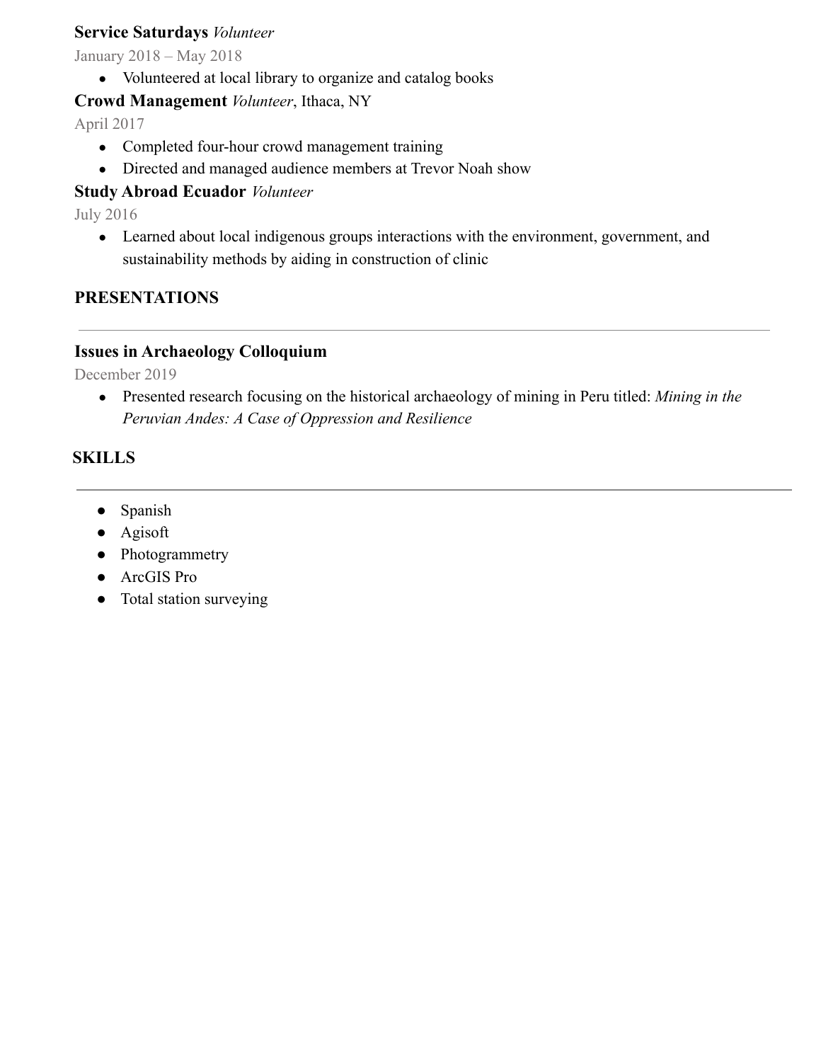**Service Saturdays** *Volunteer*

January 2018 – May 2018

- Volunteered at local library to organize and catalog books

**Crowd Management** *Volunteer*, Ithaca, NY

April 2017

- Completed four-hour crowd management training
- Directed and managed audience members at Trevor Noah show

**Study Abroad Ecuador** *Volunteer*

July 2016

- Learned about local indigenous groups interactions with the environment, government, and sustainability methods by aiding in construction of clinic

## PRESENTATIONS

---

**Issues in Archaeology Colloquium**

December 2019

- Presented research focusing on the historical archaeology of mining in Peru titled: *Mining in the Peruvian Andes: A Case of Oppression and Resilience*

## SKILLS

---

- Spanish
- Agisoft
- Photogrammetry
- ArcGIS Pro
- Total station surveying